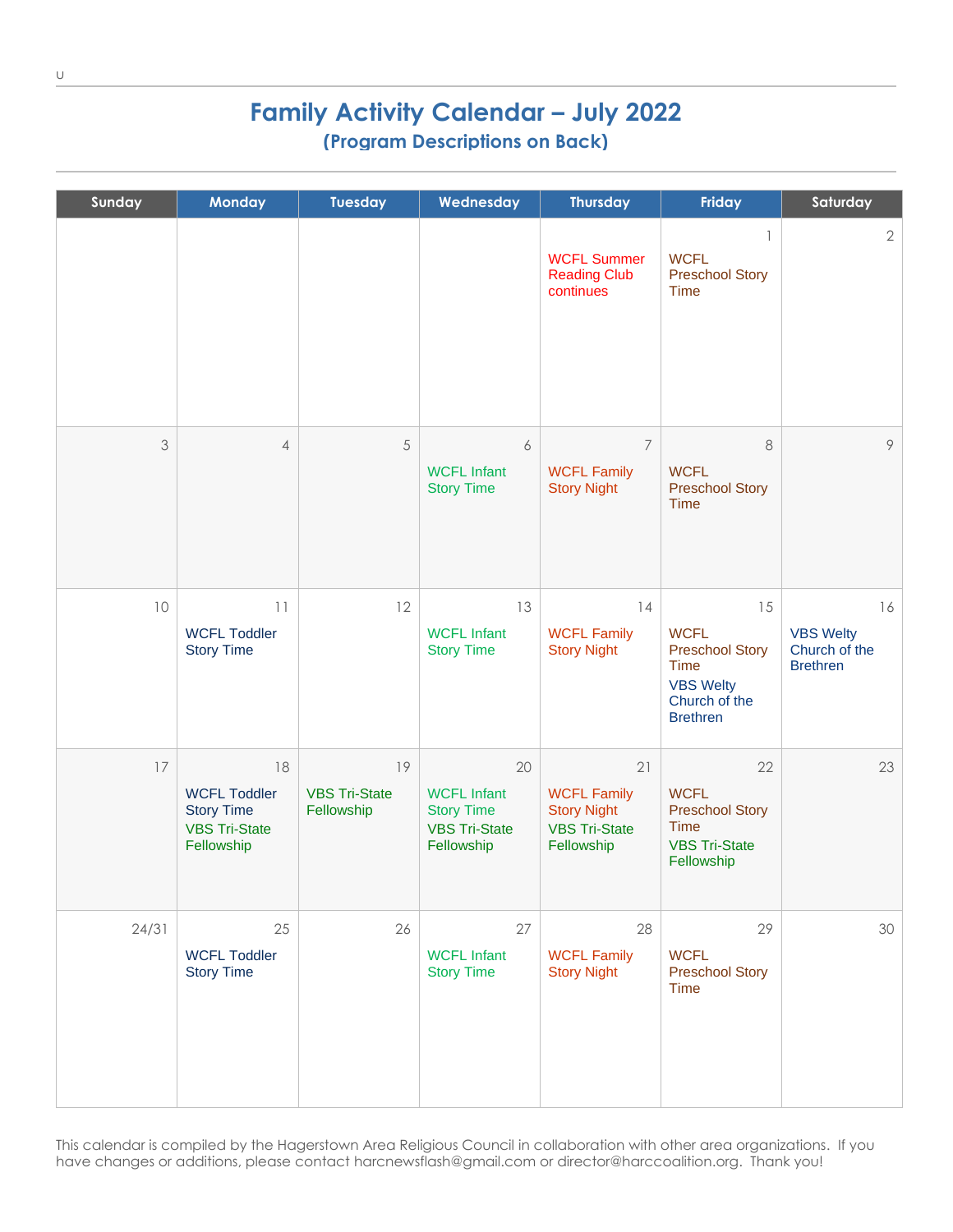# Family Activity Calendar – July 2022

## (Program Descriptions on Back)

| Sunday | Monday | Tuesday | Wednesday | Thursday | Friday | Saturday |
|---|---|---|---|---|---|---|
| | | | | WCFL Summer Reading Club continues | 1<br>WCFL Preschool Story Time | 2 |
| 3 | 4 | 5 | 6<br>WCFL Infant Story Time | 7<br>WCFL Family Story Night | 8<br>WCFL Preschool Story Time | 9 |
| 10 | 11<br>WCFL Toddler Story Time | 12 | 13<br>WCFL Infant Story Time | 14<br>WCFL Family Story Night | 15<br>WCFL Preschool Story Time<br>VBS Welty Church of the Brethren | 16<br>VBS Welty Church of the Brethren |
| 17 | 18<br>WCFL Toddler Story Time<br>VBS Tri-State Fellowship | 19<br>VBS Tri-State Fellowship | 20<br>WCFL Infant Story Time<br>VBS Tri-State Fellowship | 21<br>WCFL Family Story Night<br>VBS Tri-State Fellowship | 22<br>WCFL Preschool Story Time<br>VBS Tri-State Fellowship | 23 |
| 24/31 | 25<br>WCFL Toddler Story Time | 26 | 27<br>WCFL Infant Story Time | 28<br>WCFL Family Story Night | 29<br>WCFL Preschool Story Time | 30 |

This calendar is compiled by the Hagerstown Area Religious Council in collaboration with other area organizations. If you have changes or additions, please contact harcnewsflash@gmail.com or director@harccoalition.org. Thank you!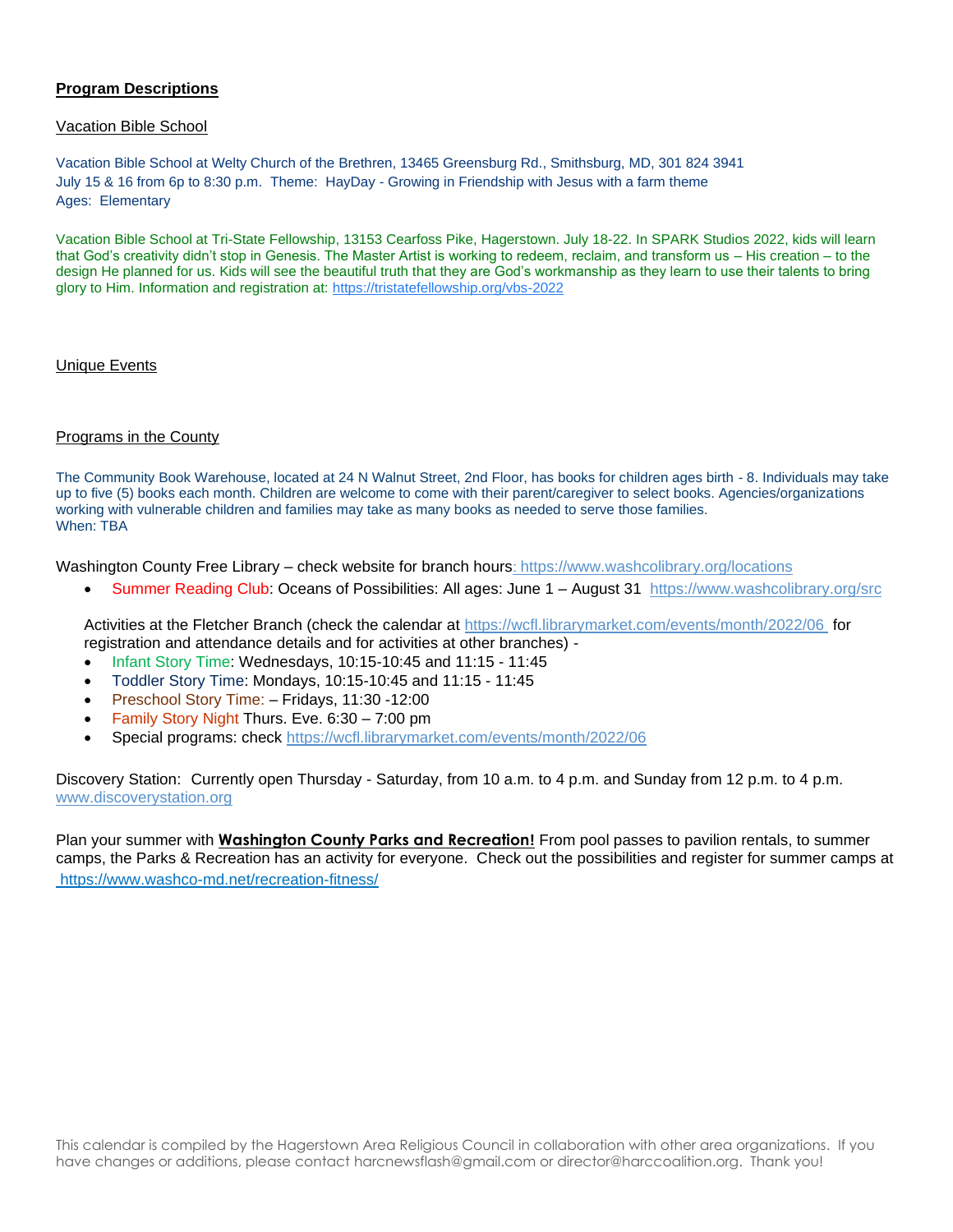## **Program Descriptions**

### Vacation Bible School

Vacation Bible School at Welty Church of the Brethren, 13465 Greensburg Rd., Smithsburg, MD, 301 824 3941
July 15 & 16 from 6p to 8:30 p.m. Theme: HayDay - Growing in Friendship with Jesus with a farm theme
Ages: Elementary

Vacation Bible School at Tri-State Fellowship, 13153 Cearfoss Pike, Hagerstown. July 18-22. In SPARK Studios 2022, kids will learn that God's creativity didn't stop in Genesis. The Master Artist is working to redeem, reclaim, and transform us – His creation – to the design He planned for us. Kids will see the beautiful truth that they are God's workmanship as they learn to use their talents to bring glory to Him. Information and registration at: https://tristatefellowship.org/vbs-2022

### Unique Events

### Programs in the County

The Community Book Warehouse, located at 24 N Walnut Street, 2nd Floor, has books for children ages birth - 8. Individuals may take up to five (5) books each month. Children are welcome to come with their parent/caregiver to select books. Agencies/organizations working with vulnerable children and families may take as many books as needed to serve those families.
When: TBA

Washington County Free Library – check website for branch hours: https://www.washcolibrary.org/locations

- Summer Reading Club: Oceans of Possibilities: All ages: June 1 – August 31 https://www.washcolibrary.org/src

Activities at the Fletcher Branch (check the calendar at https://wcfl.librarymarket.com/events/month/2022/06 for registration and attendance details and for activities at other branches) -

- Infant Story Time: Wednesdays, 10:15-10:45 and 11:15 - 11:45
- Toddler Story Time: Mondays, 10:15-10:45 and 11:15 - 11:45
- Preschool Story Time: – Fridays, 11:30 -12:00
- Family Story Night Thurs. Eve. 6:30 – 7:00 pm
- Special programs: check https://wcfl.librarymarket.com/events/month/2022/06

Discovery Station: Currently open Thursday - Saturday, from 10 a.m. to 4 p.m. and Sunday from 12 p.m. to 4 p.m.
www.discoverystation.org

Plan your summer with **Washington County Parks and Recreation!** From pool passes to pavilion rentals, to summer camps, the Parks & Recreation has an activity for everyone. Check out the possibilities and register for summer camps at https://www.washco-md.net/recreation-fitness/

This calendar is compiled by the Hagerstown Area Religious Council in collaboration with other area organizations. If you have changes or additions, please contact harcnewsflash@gmail.com or director@harccoalition.org. Thank you!